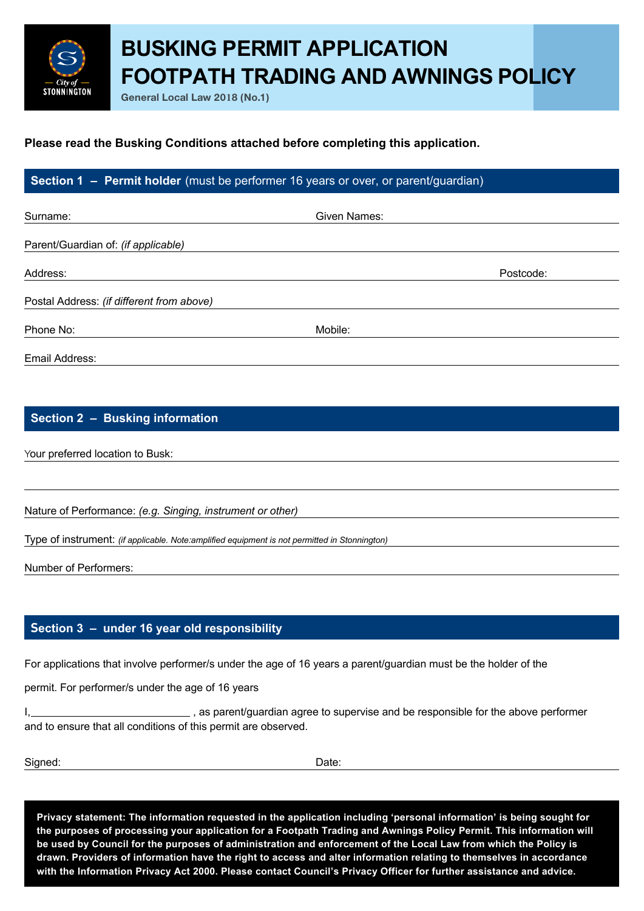# BUSKING PERMIT APPLICATION FOOTPATH TRADING AND AWNINGS POLICY

General Local Law 2018 (No.1)

**Please read the Busking Conditions attached before completing this application.**

## Section 1 – Permit holder (must be performer 16 years or over, or parent/guardian)

Surname: ______________________ Given Names: ______________________

Parent/Guardian of: *(if applicable)* ______________________

Address: ______________________ Postcode: __________

Postal Address: *(if different from above)* ______________________

Phone No: ______________________ Mobile: ______________________

Email Address: ______________________

## Section 2 – Busking information

Your preferred location to Busk: ______________________

______________________

Nature of Performance: *(e.g. Singing, instrument or other)* ______________________

Type of instrument: *(if applicable. Note:amplified equipment is not permitted in Stonnington)* ______________________

Number of Performers: ______________________

## Section 3 – under 16 year old responsibility

For applications that involve performer/s under the age of 16 years a parent/guardian must be the holder of the permit. For performer/s under the age of 16 years

I,___________________________ , as parent/guardian agree to supervise and be responsible for the above performer and to ensure that all conditions of this permit are observed.

Signed: ______________________ Date: ______________________

**Privacy statement: The information requested in the application including 'personal information' is being sought for the purposes of processing your application for a Footpath Trading and Awnings Policy Permit. This information will be used by Council for the purposes of administration and enforcement of the Local Law from which the Policy is drawn. Providers of information have the right to access and alter information relating to themselves in accordance with the Information Privacy Act 2000. Please contact Council's Privacy Officer for further assistance and advice.**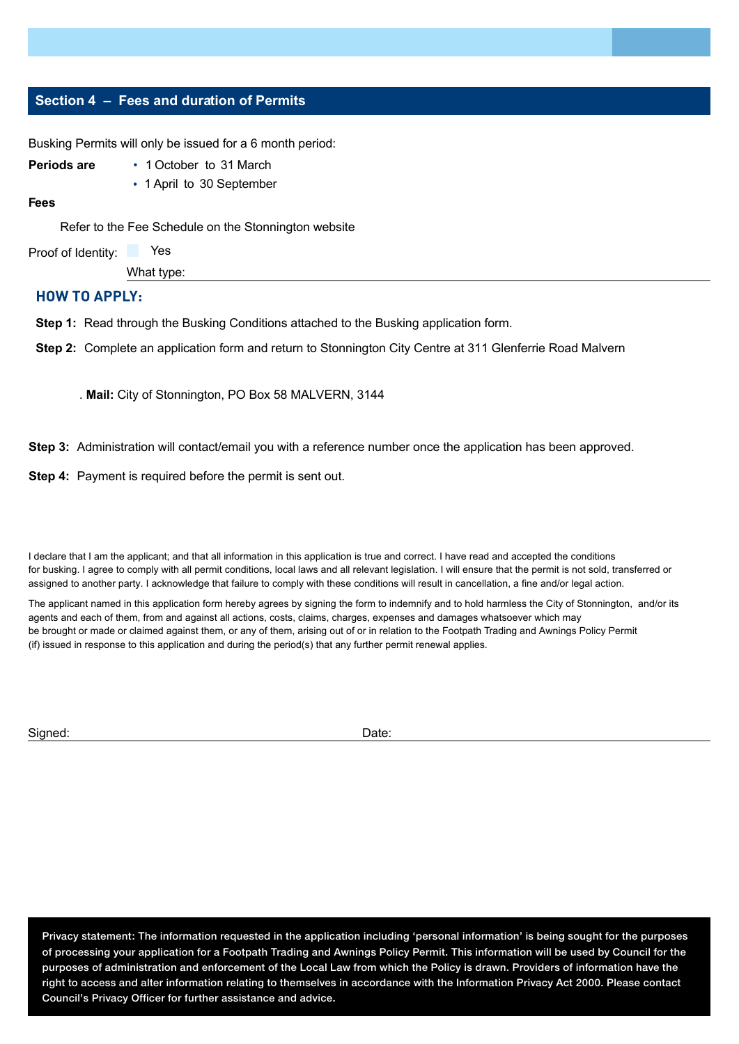## Section 4 – Fees and duration of Permits

Busking Permits will only be issued for a 6 month period:

**Periods are**

- 1 October to 31 March
- 1 April to 30 September

**Fees**

Refer to the Fee Schedule on the Stonnington website

Proof of Identity: ☐ Yes

What type: ______________________________

### HOW TO APPLY:

**Step 1:** Read through the Busking Conditions attached to the Busking application form.

**Step 2:** Complete an application form and return to Stonnington City Centre at 311 Glenferrie Road Malvern

. **Mail:** City of Stonnington, PO Box 58 MALVERN, 3144

**Step 3:** Administration will contact/email you with a reference number once the application has been approved.

**Step 4:** Payment is required before the permit is sent out.

I declare that I am the applicant; and that all information in this application is true and correct. I have read and accepted the conditions for busking. I agree to comply with all permit conditions, local laws and all relevant legislation. I will ensure that the permit is not sold, transferred or assigned to another party. I acknowledge that failure to comply with these conditions will result in cancellation, a fine and/or legal action.

The applicant named in this application form hereby agrees by signing the form to indemnify and to hold harmless the City of Stonnington, and/or its agents and each of them, from and against all actions, costs, claims, charges, expenses and damages whatsoever which may be brought or made or claimed against them, or any of them, arising out of or in relation to the Footpath Trading and Awnings Policy Permit (if) issued in response to this application and during the period(s) that any further permit renewal applies.

Signed: ______________________________ Date: ______________________________

**Privacy statement: The information requested in the application including 'personal information' is being sought for the purposes of processing your application for a Footpath Trading and Awnings Policy Permit. This information will be used by Council for the purposes of administration and enforcement of the Local Law from which the Policy is drawn. Providers of information have the right to access and alter information relating to themselves in accordance with the Information Privacy Act 2000. Please contact Council's Privacy Officer for further assistance and advice.**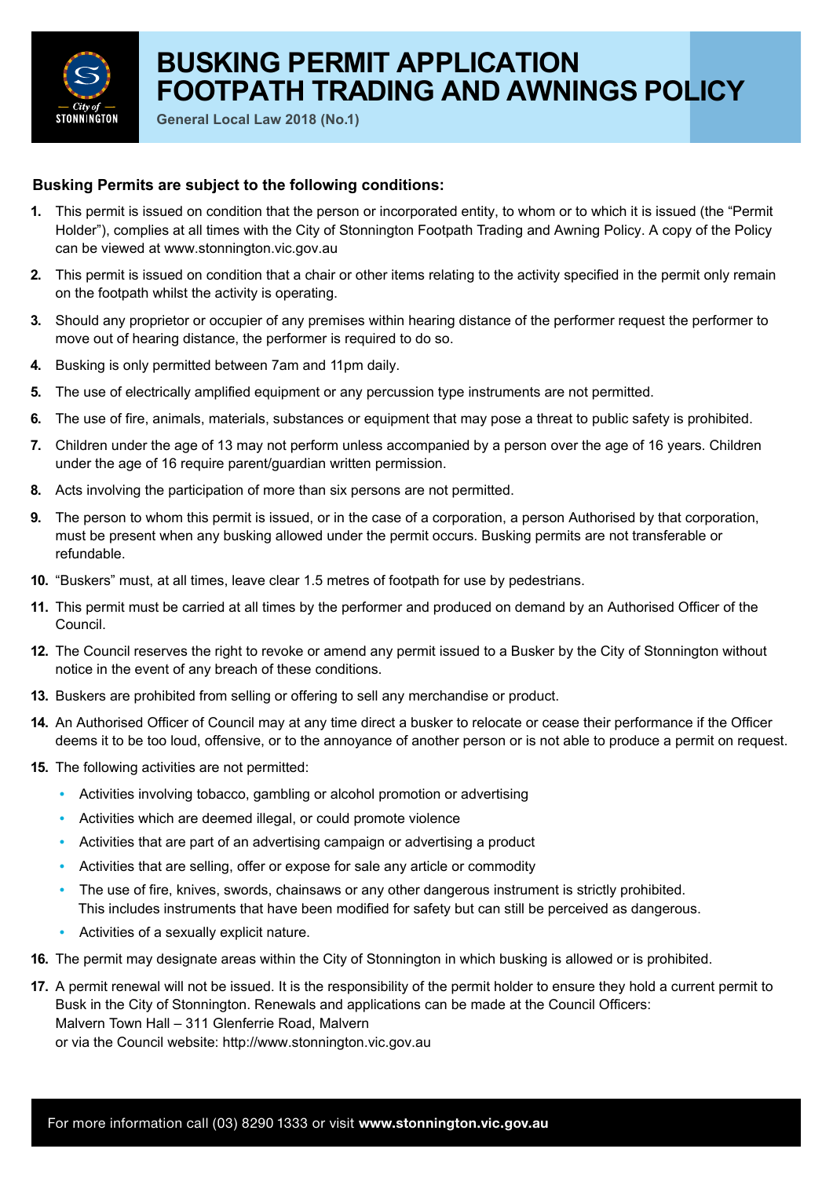# BUSKING PERMIT APPLICATION FOOTPATH TRADING AND AWNINGS POLICY

**General Local Law 2018 (No.1)**

### Busking Permits are subject to the following conditions:

1. This permit is issued on condition that the person or incorporated entity, to whom or to which it is issued (the “Permit Holder”), complies at all times with the City of Stonnington Footpath Trading and Awning Policy. A copy of the Policy can be viewed at www.stonnington.vic.gov.au
2. This permit is issued on condition that a chair or other items relating to the activity specified in the permit only remain on the footpath whilst the activity is operating.
3. Should any proprietor or occupier of any premises within hearing distance of the performer request the performer to move out of hearing distance, the performer is required to do so.
4. Busking is only permitted between 7am and 11pm daily.
5. The use of electrically amplified equipment or any percussion type instruments are not permitted.
6. The use of fire, animals, materials, substances or equipment that may pose a threat to public safety is prohibited.
7. Children under the age of 13 may not perform unless accompanied by a person over the age of 16 years. Children under the age of 16 require parent/guardian written permission.
8. Acts involving the participation of more than six persons are not permitted.
9. The person to whom this permit is issued, or in the case of a corporation, a person Authorised by that corporation, must be present when any busking allowed under the permit occurs. Busking permits are not transferable or refundable.
10. “Buskers” must, at all times, leave clear 1.5 metres of footpath for use by pedestrians.
11. This permit must be carried at all times by the performer and produced on demand by an Authorised Officer of the Council.
12. The Council reserves the right to revoke or amend any permit issued to a Busker by the City of Stonnington without notice in the event of any breach of these conditions.
13. Buskers are prohibited from selling or offering to sell any merchandise or product.
14. An Authorised Officer of Council may at any time direct a busker to relocate or cease their performance if the Officer deems it to be too loud, offensive, or to the annoyance of another person or is not able to produce a permit on request.
15. The following activities are not permitted:
    - Activities involving tobacco, gambling or alcohol promotion or advertising
    - Activities which are deemed illegal, or could promote violence
    - Activities that are part of an advertising campaign or advertising a product
    - Activities that are selling, offer or expose for sale any article or commodity
    - The use of fire, knives, swords, chainsaws or any other dangerous instrument is strictly prohibited. This includes instruments that have been modified for safety but can still be perceived as dangerous.
    - Activities of a sexually explicit nature.
16. The permit may designate areas within the City of Stonnington in which busking is allowed or is prohibited.
17. A permit renewal will not be issued. It is the responsibility of the permit holder to ensure they hold a current permit to Busk in the City of Stonnington. Renewals and applications can be made at the Council Officers:
    Malvern Town Hall – 311 Glenferrie Road, Malvern
    or via the Council website: http://www.stonnington.vic.gov.au

For more information call (03) 8290 1333 or visit **www.stonnington.vic.gov.au**